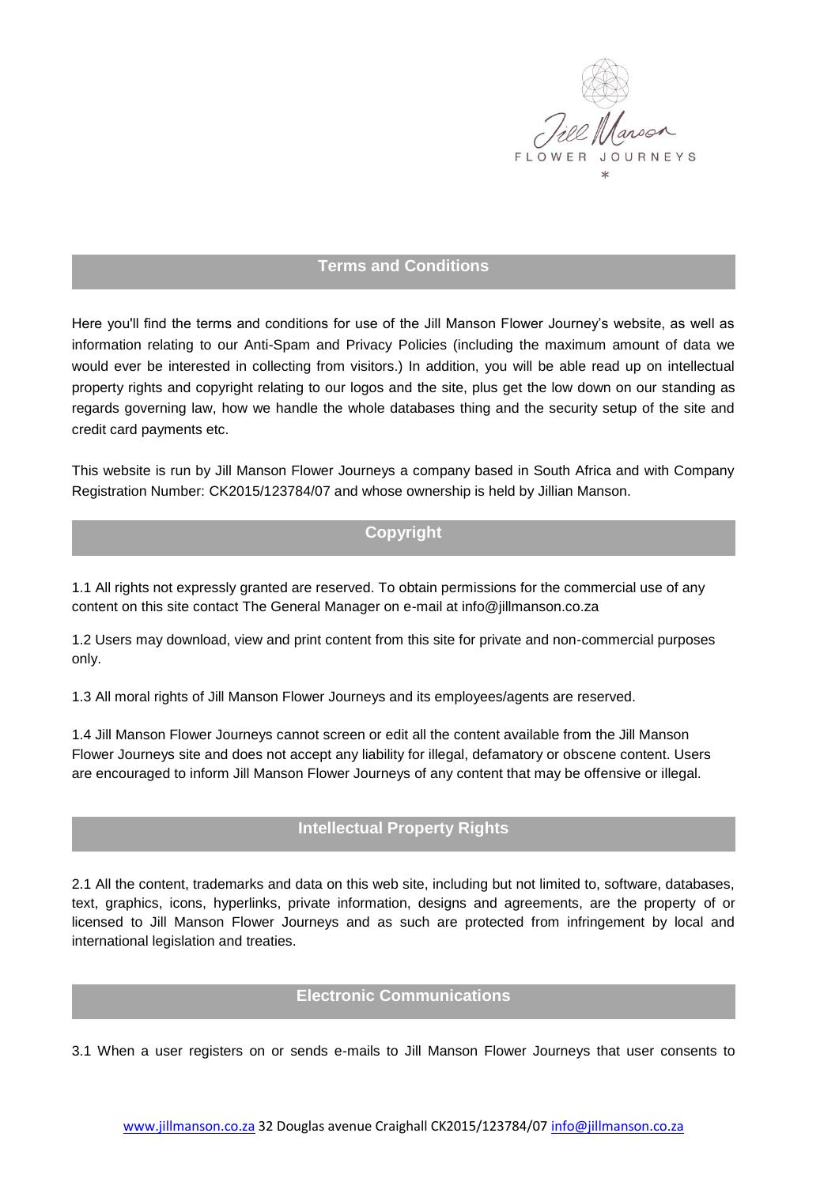## Terms and Conditions

Here you'll find the terms and conditions for use of the Jill Manson Flower Journey's website, as well as information relating to our Anti-Spam and Privacy Policies (including the maximum amount of data we would ever be interested in collecting from visitors.) In addition, you will be able read up on intellectual property rights and copyright relating to our logos and the site, plus get the low down on our standing as regards governing law, how we handle the whole databases thing and the security setup of the site and credit card payments etc.

This website is run by Jill Manson Flower Journeys a company based in South Africa and with Company Registration Number: CK2015/123784/07 and whose ownership is held by Jillian Manson.

## Copyright

1.1 All rights not expressly granted are reserved. To obtain permissions for the commercial use of any content on this site contact The General Manager on e-mail at info@jillmanson.co.za

1.2 Users may download, view and print content from this site for private and non-commercial purposes only.

1.3 All moral rights of Jill Manson Flower Journeys and its employees/agents are reserved.

1.4 Jill Manson Flower Journeys cannot screen or edit all the content available from the Jill Manson Flower Journeys site and does not accept any liability for illegal, defamatory or obscene content. Users are encouraged to inform Jill Manson Flower Journeys of any content that may be offensive or illegal.

## Intellectual Property Rights

2.1 All the content, trademarks and data on this web site, including but not limited to, software, databases, text, graphics, icons, hyperlinks, private information, designs and agreements, are the property of or licensed to Jill Manson Flower Journeys and as such are protected from infringement by local and international legislation and treaties.

## Electronic Communications

3.1 When a user registers on or sends e-mails to Jill Manson Flower Journeys that user consents to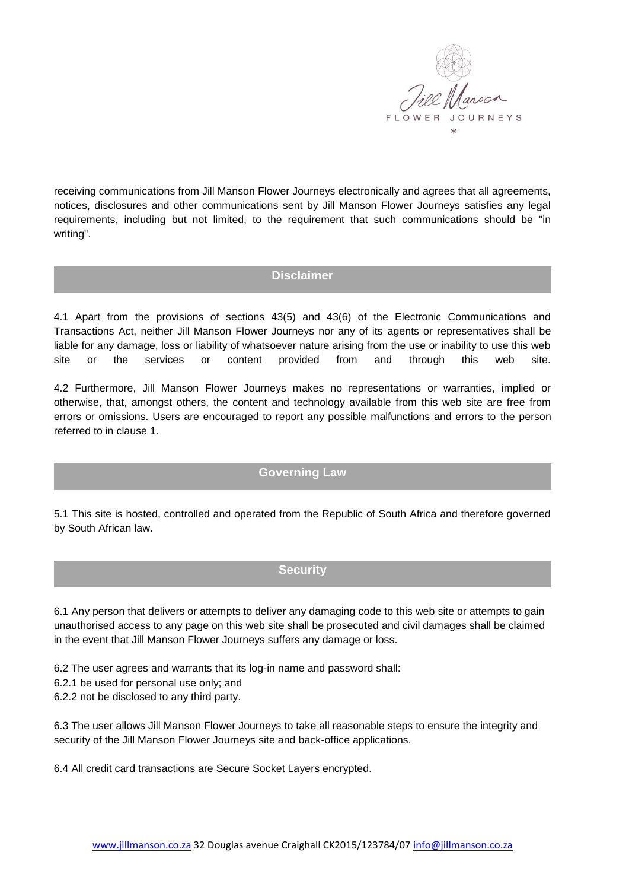receiving communications from Jill Manson Flower Journeys electronically and agrees that all agreements, notices, disclosures and other communications sent by Jill Manson Flower Journeys satisfies any legal requirements, including but not limited, to the requirement that such communications should be "in writing".

## Disclaimer

4.1 Apart from the provisions of sections 43(5) and 43(6) of the Electronic Communications and Transactions Act, neither Jill Manson Flower Journeys nor any of its agents or representatives shall be liable for any damage, loss or liability of whatsoever nature arising from the use or inability to use this web site or the services or content provided from and through this web site.

4.2 Furthermore, Jill Manson Flower Journeys makes no representations or warranties, implied or otherwise, that, amongst others, the content and technology available from this web site are free from errors or omissions. Users are encouraged to report any possible malfunctions and errors to the person referred to in clause 1.

## Governing Law

5.1 This site is hosted, controlled and operated from the Republic of South Africa and therefore governed by South African law.

## Security

6.1 Any person that delivers or attempts to deliver any damaging code to this web site or attempts to gain unauthorised access to any page on this web site shall be prosecuted and civil damages shall be claimed in the event that Jill Manson Flower Journeys suffers any damage or loss.

6.2 The user agrees and warrants that its log-in name and password shall:
6.2.1 be used for personal use only; and
6.2.2 not be disclosed to any third party.

6.3 The user allows Jill Manson Flower Journeys to take all reasonable steps to ensure the integrity and security of the Jill Manson Flower Journeys site and back-office applications.

6.4 All credit card transactions are Secure Socket Layers encrypted.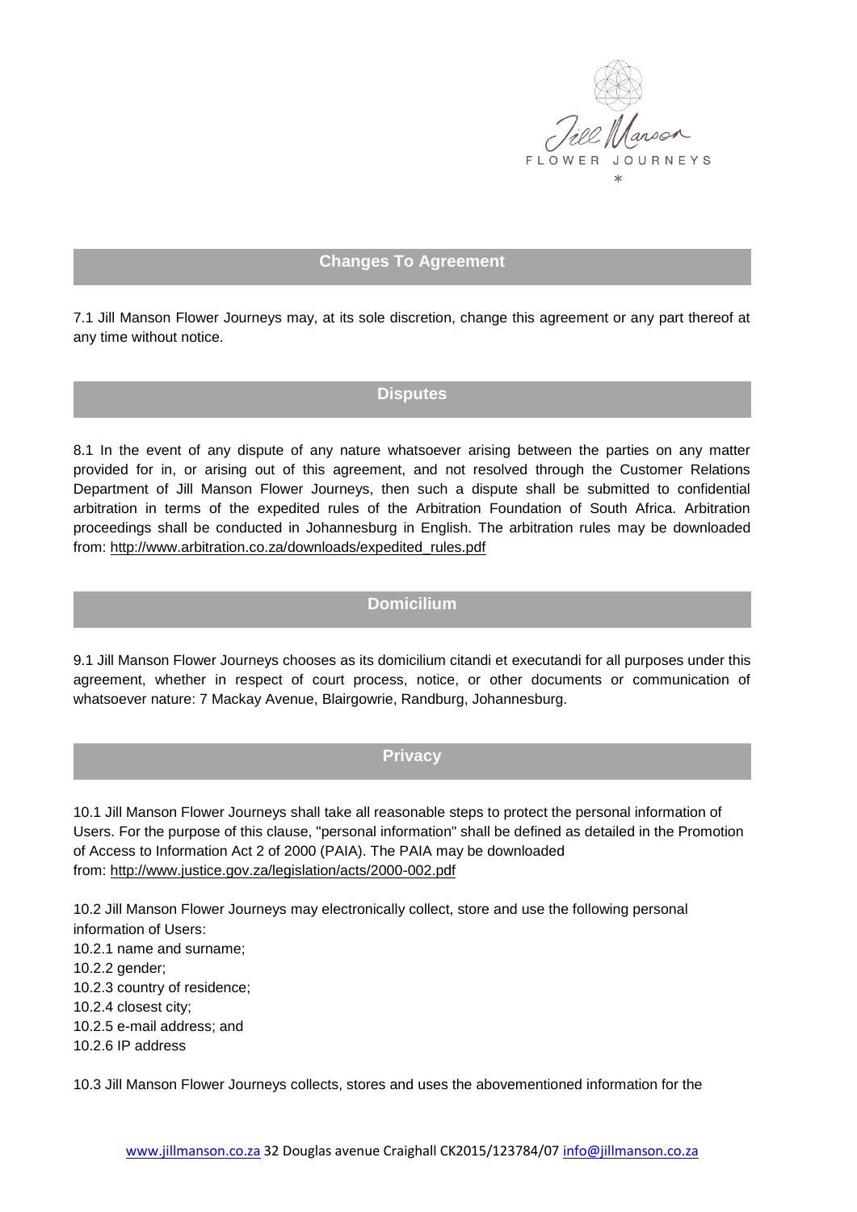## Changes To Agreement

7.1 Jill Manson Flower Journeys may, at its sole discretion, change this agreement or any part thereof at any time without notice.

## Disputes

8.1 In the event of any dispute of any nature whatsoever arising between the parties on any matter provided for in, or arising out of this agreement, and not resolved through the Customer Relations Department of Jill Manson Flower Journeys, then such a dispute shall be submitted to confidential arbitration in terms of the expedited rules of the Arbitration Foundation of South Africa. Arbitration proceedings shall be conducted in Johannesburg in English. The arbitration rules may be downloaded from: http://www.arbitration.co.za/downloads/expedited_rules.pdf

## Domicilium

9.1 Jill Manson Flower Journeys chooses as its domicilium citandi et executandi for all purposes under this agreement, whether in respect of court process, notice, or other documents or communication of whatsoever nature: 7 Mackay Avenue, Blairgowrie, Randburg, Johannesburg.

## Privacy

10.1 Jill Manson Flower Journeys shall take all reasonable steps to protect the personal information of Users. For the purpose of this clause, "personal information" shall be defined as detailed in the Promotion of Access to Information Act 2 of 2000 (PAIA). The PAIA may be downloaded from: http://www.justice.gov.za/legislation/acts/2000-002.pdf

10.2 Jill Manson Flower Journeys may electronically collect, store and use the following personal information of Users:
10.2.1 name and surname;
10.2.2 gender;
10.2.3 country of residence;
10.2.4 closest city;
10.2.5 e-mail address; and
10.2.6 IP address

10.3 Jill Manson Flower Journeys collects, stores and uses the abovementioned information for the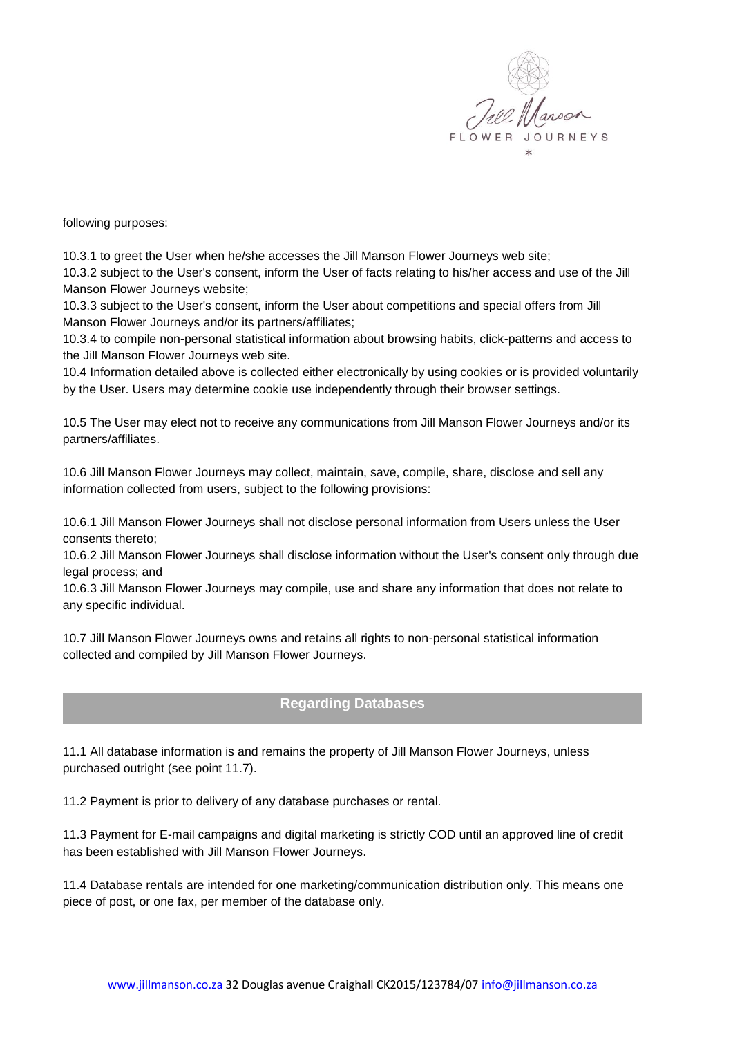following purposes:

10.3.1 to greet the User when he/she accesses the Jill Manson Flower Journeys web site;
10.3.2 subject to the User's consent, inform the User of facts relating to his/her access and use of the Jill Manson Flower Journeys website;
10.3.3 subject to the User's consent, inform the User about competitions and special offers from Jill Manson Flower Journeys and/or its partners/affiliates;
10.3.4 to compile non-personal statistical information about browsing habits, click-patterns and access to the Jill Manson Flower Journeys web site.
10.4 Information detailed above is collected either electronically by using cookies or is provided voluntarily by the User. Users may determine cookie use independently through their browser settings.

10.5 The User may elect not to receive any communications from Jill Manson Flower Journeys and/or its partners/affiliates.

10.6 Jill Manson Flower Journeys may collect, maintain, save, compile, share, disclose and sell any information collected from users, subject to the following provisions:

10.6.1 Jill Manson Flower Journeys shall not disclose personal information from Users unless the User consents thereto;
10.6.2 Jill Manson Flower Journeys shall disclose information without the User's consent only through due legal process; and
10.6.3 Jill Manson Flower Journeys may compile, use and share any information that does not relate to any specific individual.

10.7 Jill Manson Flower Journeys owns and retains all rights to non-personal statistical information collected and compiled by Jill Manson Flower Journeys.

## Regarding Databases

11.1 All database information is and remains the property of Jill Manson Flower Journeys, unless purchased outright (see point 11.7).

11.2 Payment is prior to delivery of any database purchases or rental.

11.3 Payment for E-mail campaigns and digital marketing is strictly COD until an approved line of credit has been established with Jill Manson Flower Journeys.

11.4 Database rentals are intended for one marketing/communication distribution only. This means one piece of post, or one fax, per member of the database only.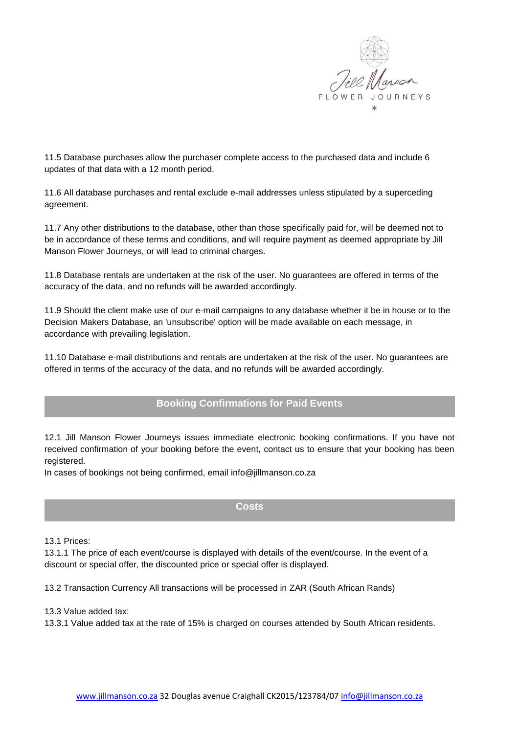11.5 Database purchases allow the purchaser complete access to the purchased data and include 6 updates of that data with a 12 month period.

11.6 All database purchases and rental exclude e-mail addresses unless stipulated by a superceding agreement.

11.7 Any other distributions to the database, other than those specifically paid for, will be deemed not to be in accordance of these terms and conditions, and will require payment as deemed appropriate by Jill Manson Flower Journeys, or will lead to criminal charges.

11.8 Database rentals are undertaken at the risk of the user. No guarantees are offered in terms of the accuracy of the data, and no refunds will be awarded accordingly.

11.9 Should the client make use of our e-mail campaigns to any database whether it be in house or to the Decision Makers Database, an 'unsubscribe' option will be made available on each message, in accordance with prevailing legislation.

11.10 Database e-mail distributions and rentals are undertaken at the risk of the user. No guarantees are offered in terms of the accuracy of the data, and no refunds will be awarded accordingly.

## Booking Confirmations for Paid Events

12.1 Jill Manson Flower Journeys issues immediate electronic booking confirmations. If you have not received confirmation of your booking before the event, contact us to ensure that your booking has been registered.
In cases of bookings not being confirmed, email info@jillmanson.co.za

## Costs

13.1 Prices:
13.1.1 The price of each event/course is displayed with details of the event/course. In the event of a discount or special offer, the discounted price or special offer is displayed.

13.2 Transaction Currency All transactions will be processed in ZAR (South African Rands)

13.3 Value added tax:
13.3.1 Value added tax at the rate of 15% is charged on courses attended by South African residents.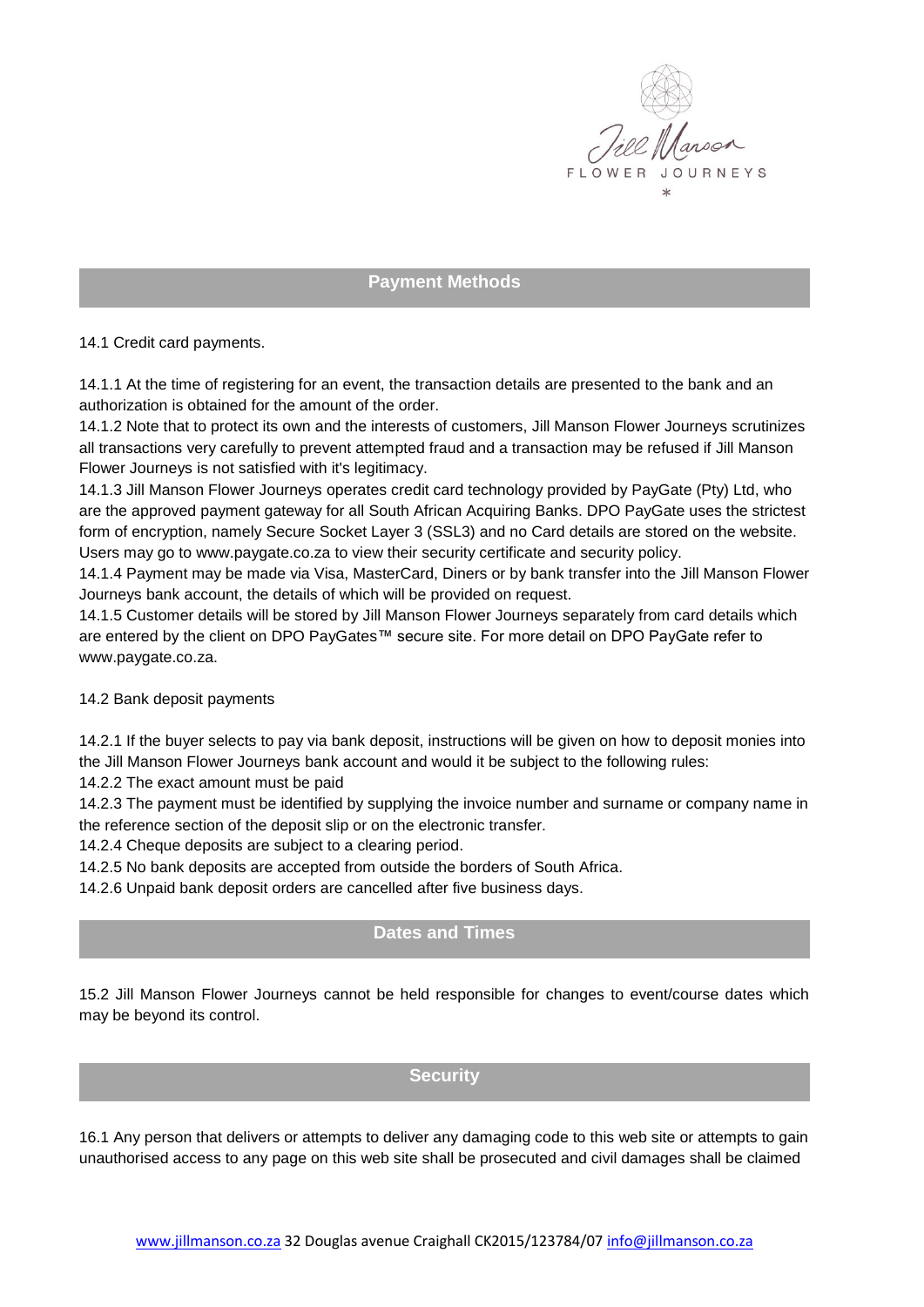## Payment Methods

14.1 Credit card payments.

14.1.1 At the time of registering for an event, the transaction details are presented to the bank and an authorization is obtained for the amount of the order.
14.1.2 Note that to protect its own and the interests of customers, Jill Manson Flower Journeys scrutinizes all transactions very carefully to prevent attempted fraud and a transaction may be refused if Jill Manson Flower Journeys is not satisfied with it's legitimacy.
14.1.3 Jill Manson Flower Journeys operates credit card technology provided by PayGate (Pty) Ltd, who are the approved payment gateway for all South African Acquiring Banks. DPO PayGate uses the strictest form of encryption, namely Secure Socket Layer 3 (SSL3) and no Card details are stored on the website. Users may go to www.paygate.co.za to view their security certificate and security policy.
14.1.4 Payment may be made via Visa, MasterCard, Diners or by bank transfer into the Jill Manson Flower Journeys bank account, the details of which will be provided on request.
14.1.5 Customer details will be stored by Jill Manson Flower Journeys separately from card details which are entered by the client on DPO PayGates™ secure site. For more detail on DPO PayGate refer to www.paygate.co.za.

14.2 Bank deposit payments

14.2.1 If the buyer selects to pay via bank deposit, instructions will be given on how to deposit monies into the Jill Manson Flower Journeys bank account and would it be subject to the following rules:
14.2.2 The exact amount must be paid
14.2.3 The payment must be identified by supplying the invoice number and surname or company name in the reference section of the deposit slip or on the electronic transfer.
14.2.4 Cheque deposits are subject to a clearing period.
14.2.5 No bank deposits are accepted from outside the borders of South Africa.
14.2.6 Unpaid bank deposit orders are cancelled after five business days.

## Dates and Times

15.2 Jill Manson Flower Journeys cannot be held responsible for changes to event/course dates which may be beyond its control.

## Security

16.1 Any person that delivers or attempts to deliver any damaging code to this web site or attempts to gain unauthorised access to any page on this web site shall be prosecuted and civil damages shall be claimed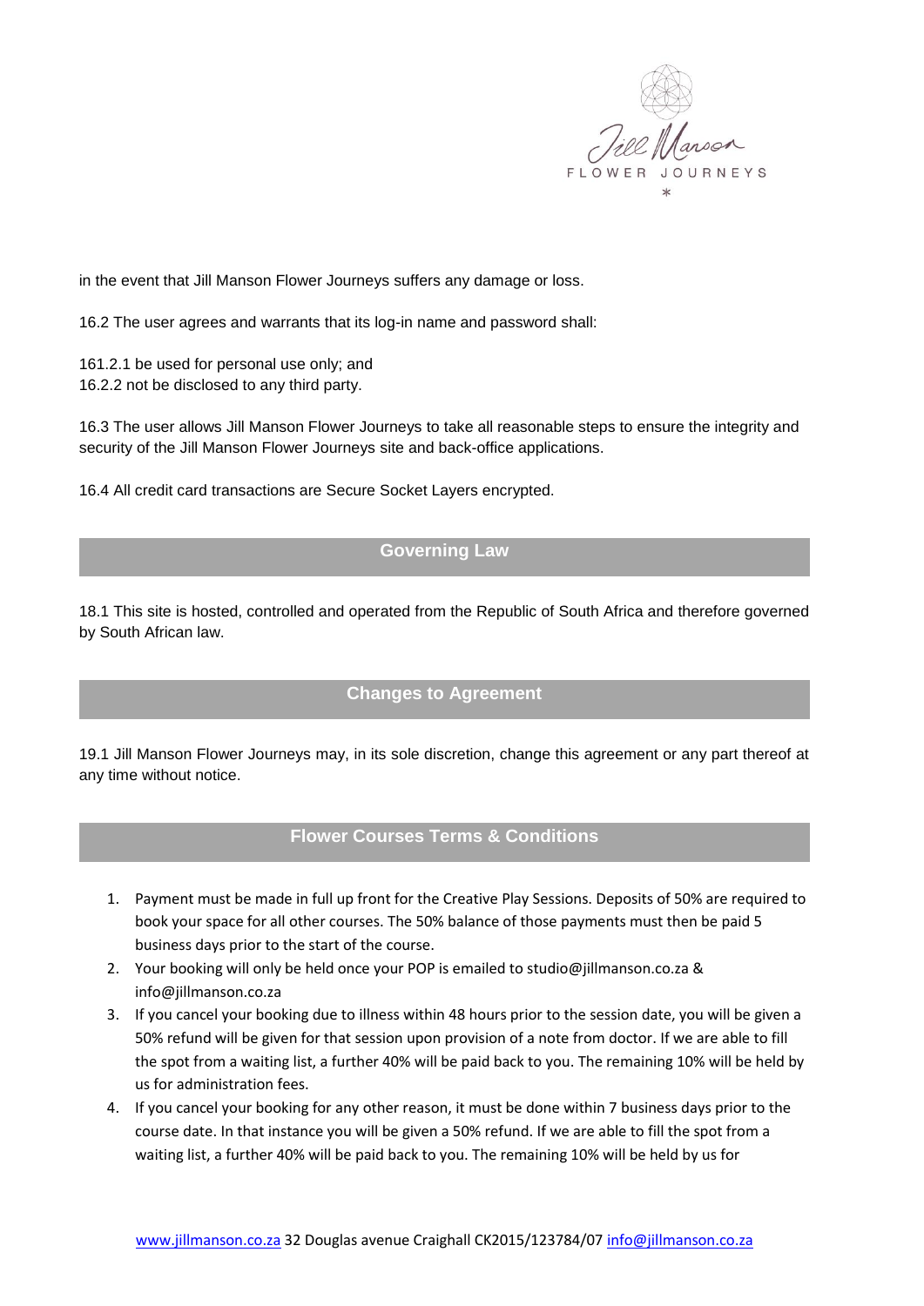in the event that Jill Manson Flower Journeys suffers any damage or loss.

16.2 The user agrees and warrants that its log-in name and password shall:

161.2.1 be used for personal use only; and
16.2.2 not be disclosed to any third party.

16.3 The user allows Jill Manson Flower Journeys to take all reasonable steps to ensure the integrity and security of the Jill Manson Flower Journeys site and back-office applications.

16.4 All credit card transactions are Secure Socket Layers encrypted.

## Governing Law

18.1 This site is hosted, controlled and operated from the Republic of South Africa and therefore governed by South African law.

## Changes to Agreement

19.1 Jill Manson Flower Journeys may, in its sole discretion, change this agreement or any part thereof at any time without notice.

## Flower Courses Terms & Conditions

1. Payment must be made in full up front for the Creative Play Sessions. Deposits of 50% are required to book your space for all other courses. The 50% balance of those payments must then be paid 5 business days prior to the start of the course.
2. Your booking will only be held once your POP is emailed to studio@jillmanson.co.za & info@jillmanson.co.za
3. If you cancel your booking due to illness within 48 hours prior to the session date, you will be given a 50% refund will be given for that session upon provision of a note from doctor. If we are able to fill the spot from a waiting list, a further 40% will be paid back to you. The remaining 10% will be held by us for administration fees.
4. If you cancel your booking for any other reason, it must be done within 7 business days prior to the course date. In that instance you will be given a 50% refund. If we are able to fill the spot from a waiting list, a further 40% will be paid back to you. The remaining 10% will be held by us for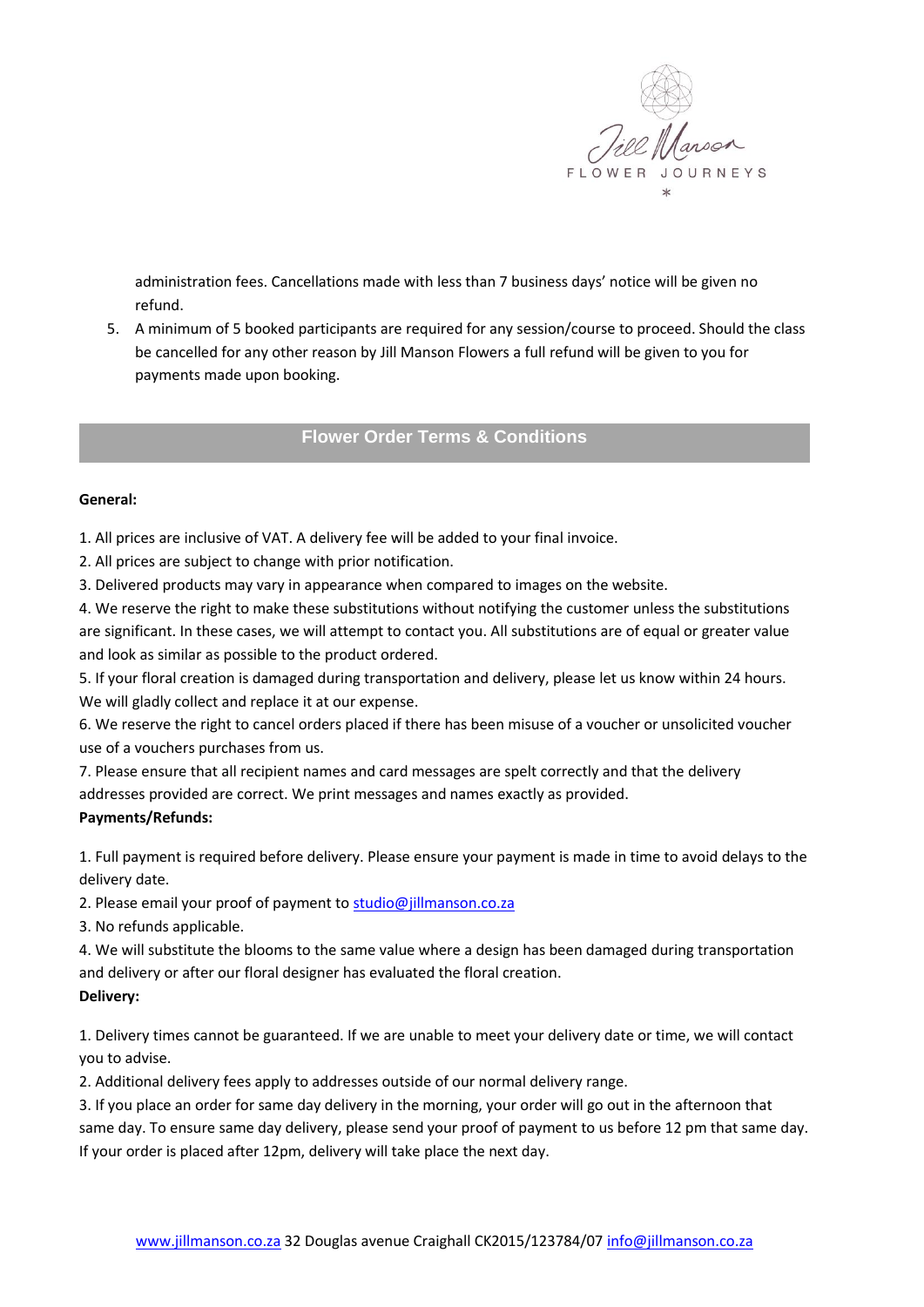administration fees. Cancellations made with less than 7 business days' notice will be given no refund.

5. A minimum of 5 booked participants are required for any session/course to proceed. Should the class be cancelled for any other reason by Jill Manson Flowers a full refund will be given to you for payments made upon booking.

## Flower Order Terms & Conditions

**General:**

1. All prices are inclusive of VAT. A delivery fee will be added to your final invoice.
2. All prices are subject to change with prior notification.
3. Delivered products may vary in appearance when compared to images on the website.
4. We reserve the right to make these substitutions without notifying the customer unless the substitutions are significant. In these cases, we will attempt to contact you. All substitutions are of equal or greater value and look as similar as possible to the product ordered.
5. If your floral creation is damaged during transportation and delivery, please let us know within 24 hours. We will gladly collect and replace it at our expense.
6. We reserve the right to cancel orders placed if there has been misuse of a voucher or unsolicited voucher use of a vouchers purchases from us.
7. Please ensure that all recipient names and card messages are spelt correctly and that the delivery addresses provided are correct. We print messages and names exactly as provided.

**Payments/Refunds:**

1. Full payment is required before delivery. Please ensure your payment is made in time to avoid delays to the delivery date.
2. Please email your proof of payment to studio@jillmanson.co.za
3. No refunds applicable.
4. We will substitute the blooms to the same value where a design has been damaged during transportation and delivery or after our floral designer has evaluated the floral creation.

**Delivery:**

1. Delivery times cannot be guaranteed. If we are unable to meet your delivery date or time, we will contact you to advise.
2. Additional delivery fees apply to addresses outside of our normal delivery range.
3. If you place an order for same day delivery in the morning, your order will go out in the afternoon that same day. To ensure same day delivery, please send your proof of payment to us before 12 pm that same day. If your order is placed after 12pm, delivery will take place the next day.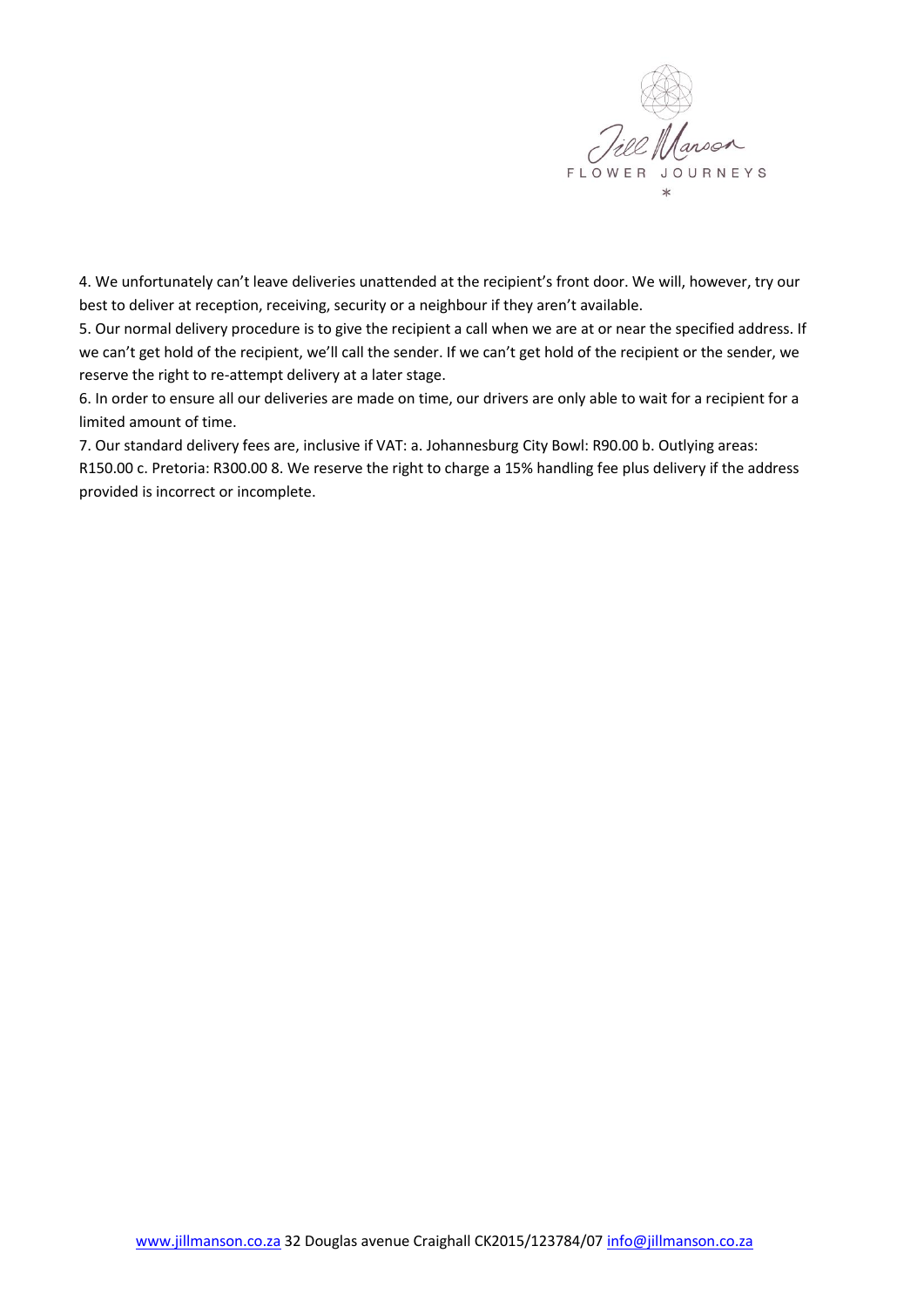4. We unfortunately can't leave deliveries unattended at the recipient's front door. We will, however, try our best to deliver at reception, receiving, security or a neighbour if they aren't available.
5. Our normal delivery procedure is to give the recipient a call when we are at or near the specified address. If we can't get hold of the recipient, we'll call the sender. If we can't get hold of the recipient or the sender, we reserve the right to re-attempt delivery at a later stage.
6. In order to ensure all our deliveries are made on time, our drivers are only able to wait for a recipient for a limited amount of time.
7. Our standard delivery fees are, inclusive if VAT: a. Johannesburg City Bowl: R90.00 b. Outlying areas: R150.00 c. Pretoria: R300.00 8. We reserve the right to charge a 15% handling fee plus delivery if the address provided is incorrect or incomplete.